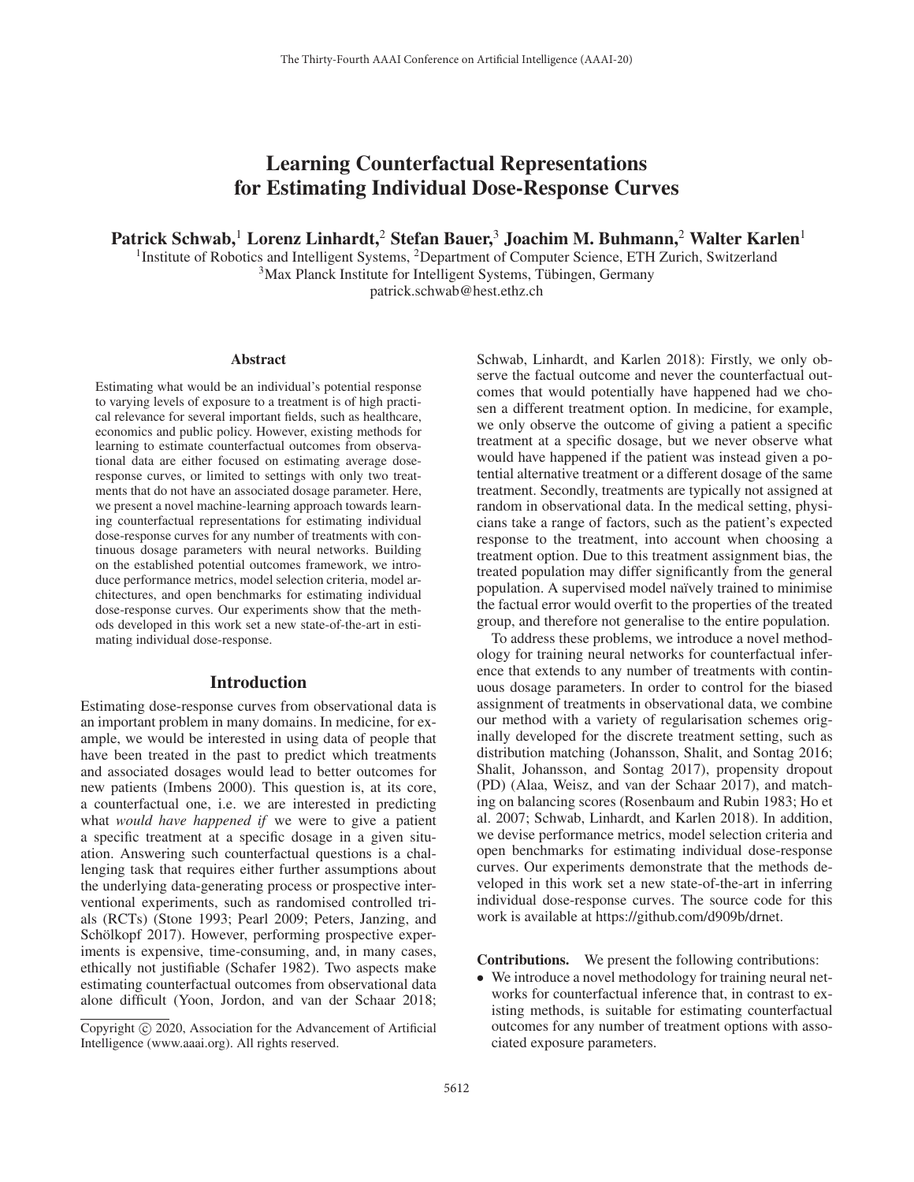# Learning Counterfactual Representations for Estimating Individual Dose-Response Curves

**Patrick Schwab,[1] Lorenz Linhardt,[2] Stefan Bauer,[3] Joachim M. Buhmann,[2] Walter Karlen[1]**

[1]Institute of Robotics and Intelligent Systems, [2]Department of Computer Science, ETH Zurich, Switzerland
[3]Max Planck Institute for Intelligent Systems, Tübingen, Germany
patrick.schwab@hest.ethz.ch

## Abstract

Estimating what would be an individual's potential response to varying levels of exposure to a treatment is of high practical relevance for several important fields, such as healthcare, economics and public policy. However, existing methods for learning to estimate counterfactual outcomes from observational data are either focused on estimating average dose-response curves, or limited to settings with only two treatments that do not have an associated dosage parameter. Here, we present a novel machine-learning approach towards learning counterfactual representations for estimating individual dose-response curves for any number of treatments with continuous dosage parameters with neural networks. Building on the established potential outcomes framework, we introduce performance metrics, model selection criteria, model architectures, and open benchmarks for estimating individual dose-response curves. Our experiments show that the methods developed in this work set a new state-of-the-art in estimating individual dose-response.

## Introduction

Estimating dose-response curves from observational data is an important problem in many domains. In medicine, for example, we would be interested in using data of people that have been treated in the past to predict which treatments and associated dosages would lead to better outcomes for new patients (Imbens 2000). This question is, at its core, a counterfactual one, i.e. we are interested in predicting what *would have happened if* we were to give a patient a specific treatment at a specific dosage in a given situation. Answering such counterfactual questions is a challenging task that requires either further assumptions about the underlying data-generating process or prospective interventional experiments, such as randomised controlled trials (RCTs) (Stone 1993; Pearl 2009; Peters, Janzing, and Schölkopf 2017). However, performing prospective experiments is expensive, time-consuming, and, in many cases, ethically not justifiable (Schafer 1982). Two aspects make estimating counterfactual outcomes from observational data alone difficult (Yoon, Jordon, and van der Schaar 2018; Schwab, Linhardt, and Karlen 2018): Firstly, we only observe the factual outcome and never the counterfactual outcomes that would potentially have happened had we chosen a different treatment option. In medicine, for example, we only observe the outcome of giving a patient a specific treatment at a specific dosage, but we never observe what would have happened if the patient was instead given a potential alternative treatment or a different dosage of the same treatment. Secondly, treatments are typically not assigned at random in observational data. In the medical setting, physicians take a range of factors, such as the patient's expected response to the treatment, into account when choosing a treatment option. Due to this treatment assignment bias, the treated population may differ significantly from the general population. A supervised model naïvely trained to minimise the factual error would overfit to the properties of the treated group, and therefore not generalise to the entire population.

To address these problems, we introduce a novel methodology for training neural networks for counterfactual inference that extends to any number of treatments with continuous dosage parameters. In order to control for the biased assignment of treatments in observational data, we combine our method with a variety of regularisation schemes originally developed for the discrete treatment setting, such as distribution matching (Johansson, Shalit, and Sontag 2016; Shalit, Johansson, and Sontag 2017), propensity dropout (PD) (Alaa, Weisz, and van der Schaar 2017), and matching on balancing scores (Rosenbaum and Rubin 1983; Ho et al. 2007; Schwab, Linhardt, and Karlen 2018). In addition, we devise performance metrics, model selection criteria and open benchmarks for estimating individual dose-response curves. Our experiments demonstrate that the methods developed in this work set a new state-of-the-art in inferring individual dose-response curves. The source code for this work is available at https://github.com/d909b/drnet.

**Contributions.** We present the following contributions:

- We introduce a novel methodology for training neural networks for counterfactual inference that, in contrast to existing methods, is suitable for estimating counterfactual outcomes for any number of treatment options with associated exposure parameters.

Copyright © 2020, Association for the Advancement of Artificial Intelligence (www.aaai.org). All rights reserved.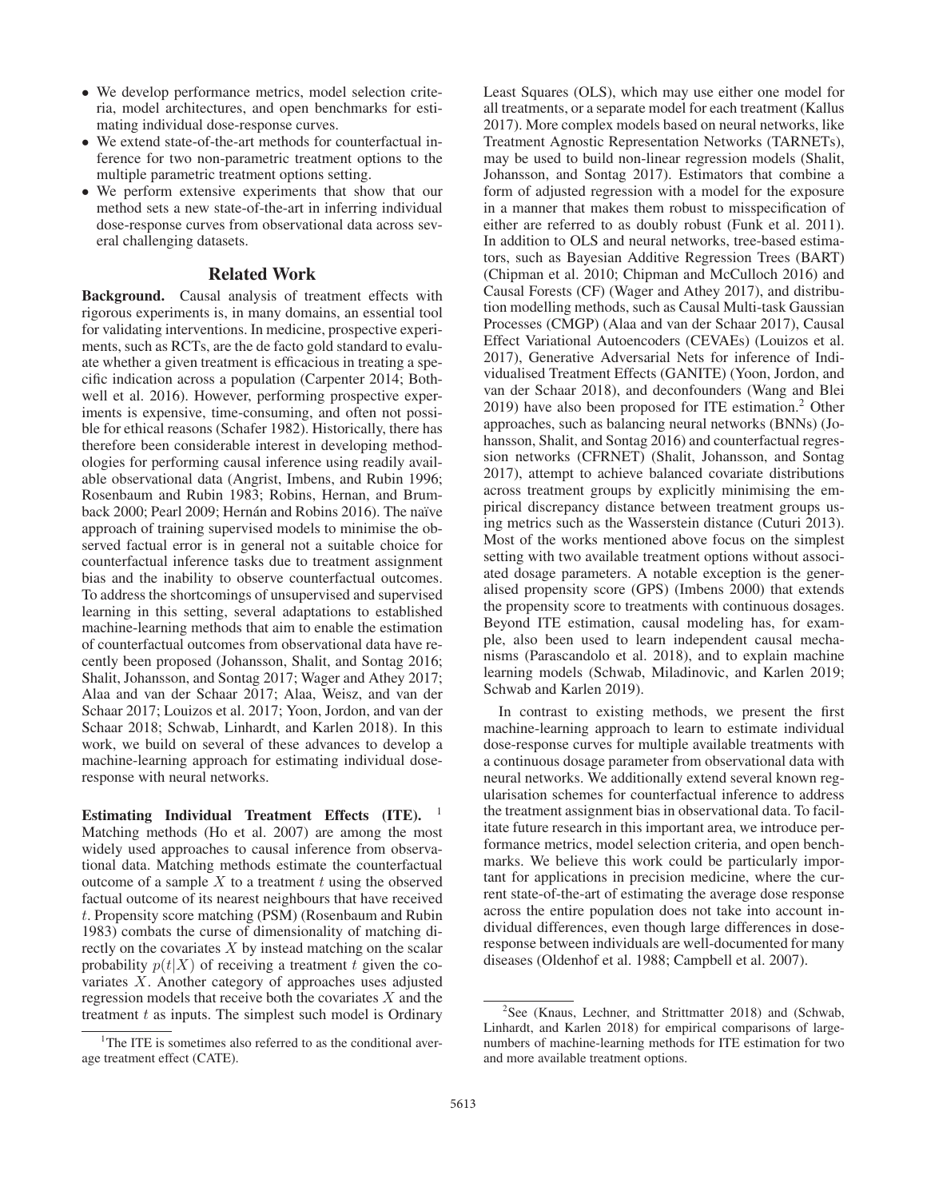- We develop performance metrics, model selection criteria, model architectures, and open benchmarks for estimating individual dose-response curves.
- We extend state-of-the-art methods for counterfactual inference for two non-parametric treatment options to the multiple parametric treatment options setting.
- We perform extensive experiments that show that our method sets a new state-of-the-art in inferring individual dose-response curves from observational data across several challenging datasets.

## Related Work

**Background.** Causal analysis of treatment effects with rigorous experiments is, in many domains, an essential tool for validating interventions. In medicine, prospective experiments, such as RCTs, are the de facto gold standard to evaluate whether a given treatment is efficacious in treating a specific indication across a population (Carpenter 2014; Bothwell et al. 2016). However, performing prospective experiments is expensive, time-consuming, and often not possible for ethical reasons (Schafer 1982). Historically, there has therefore been considerable interest in developing methodologies for performing causal inference using readily available observational data (Angrist, Imbens, and Rubin 1996; Rosenbaum and Rubin 1983; Robins, Hernan, and Brumback 2000; Pearl 2009; Hernán and Robins 2016). The naïve approach of training supervised models to minimise the observed factual error is in general not a suitable choice for counterfactual inference tasks due to treatment assignment bias and the inability to observe counterfactual outcomes. To address the shortcomings of unsupervised and supervised learning in this setting, several adaptations to established machine-learning methods that aim to enable the estimation of counterfactual outcomes from observational data have recently been proposed (Johansson, Shalit, and Sontag 2016; Shalit, Johansson, and Sontag 2017; Wager and Athey 2017; Alaa and van der Schaar 2017; Alaa, Weisz, and van der Schaar 2017; Louizos et al. 2017; Yoon, Jordon, and van der Schaar 2018; Schwab, Linhardt, and Karlen 2018). In this work, we build on several of these advances to develop a machine-learning approach for estimating individual dose-response with neural networks.

**Estimating Individual Treatment Effects (ITE).** [1] Matching methods (Ho et al. 2007) are among the most widely used approaches to causal inference from observational data. Matching methods estimate the counterfactual outcome of a sample $X$ to a treatment $t$ using the observed factual outcome of its nearest neighbours that have received $t$. Propensity score matching (PSM) (Rosenbaum and Rubin 1983) combats the curse of dimensionality of matching directly on the covariates $X$ by instead matching on the scalar probability $p(t|X)$ of receiving a treatment $t$ given the covariates $X$. Another category of approaches uses adjusted regression models that receive both the covariates $X$ and the treatment $t$ as inputs. The simplest such model is Ordinary Least Squares (OLS), which may use either one model for all treatments, or a separate model for each treatment (Kallus 2017). More complex models based on neural networks, like Treatment Agnostic Representation Networks (TARNETs), may be used to build non-linear regression models (Shalit, Johansson, and Sontag 2017). Estimators that combine a form of adjusted regression with a model for the exposure in a manner that makes them robust to misspecification of either are referred to as doubly robust (Funk et al. 2011). In addition to OLS and neural networks, tree-based estimators, such as Bayesian Additive Regression Trees (BART) (Chipman et al. 2010; Chipman and McCulloch 2016) and Causal Forests (CF) (Wager and Athey 2017), and distribution modelling methods, such as Causal Multi-task Gaussian Processes (CMGP) (Alaa and van der Schaar 2017), Causal Effect Variational Autoencoders (CEVAEs) (Louizos et al. 2017), Generative Adversarial Nets for inference of Individualised Treatment Effects (GANITE) (Yoon, Jordon, and van der Schaar 2018), and deconfounders (Wang and Blei 2019) have also been proposed for ITE estimation.[2] Other approaches, such as balancing neural networks (BNNs) (Johansson, Shalit, and Sontag 2016) and counterfactual regression networks (CFRNET) (Shalit, Johansson, and Sontag 2017), attempt to achieve balanced covariate distributions across treatment groups by explicitly minimising the empirical discrepancy distance between treatment groups using metrics such as the Wasserstein distance (Cuturi 2013). Most of the works mentioned above focus on the simplest setting with two available treatment options without associated dosage parameters. A notable exception is the generalised propensity score (GPS) (Imbens 2000) that extends the propensity score to treatments with continuous dosages. Beyond ITE estimation, causal modeling has, for example, also been used to learn independent causal mechanisms (Parascandolo et al. 2018), and to explain machine learning models (Schwab, Miladinovic, and Karlen 2019; Schwab and Karlen 2019).

In contrast to existing methods, we present the first machine-learning approach to learn to estimate individual dose-response curves for multiple available treatments with a continuous dosage parameter from observational data with neural networks. We additionally extend several known regularisation schemes for counterfactual inference to address the treatment assignment bias in observational data. To facilitate future research in this important area, we introduce performance metrics, model selection criteria, and open benchmarks. We believe this work could be particularly important for applications in precision medicine, where the current state-of-the-art of estimating the average dose response across the entire population does not take into account individual differences, even though large differences in dose-response between individuals are well-documented for many diseases (Oldenhof et al. 1988; Campbell et al. 2007).

[1] The ITE is sometimes also referred to as the conditional average treatment effect (CATE).

[2] See (Knaus, Lechner, and Strittmatter 2018) and (Schwab, Linhardt, and Karlen 2018) for empirical comparisons of large-numbers of machine-learning methods for ITE estimation for two and more available treatment options.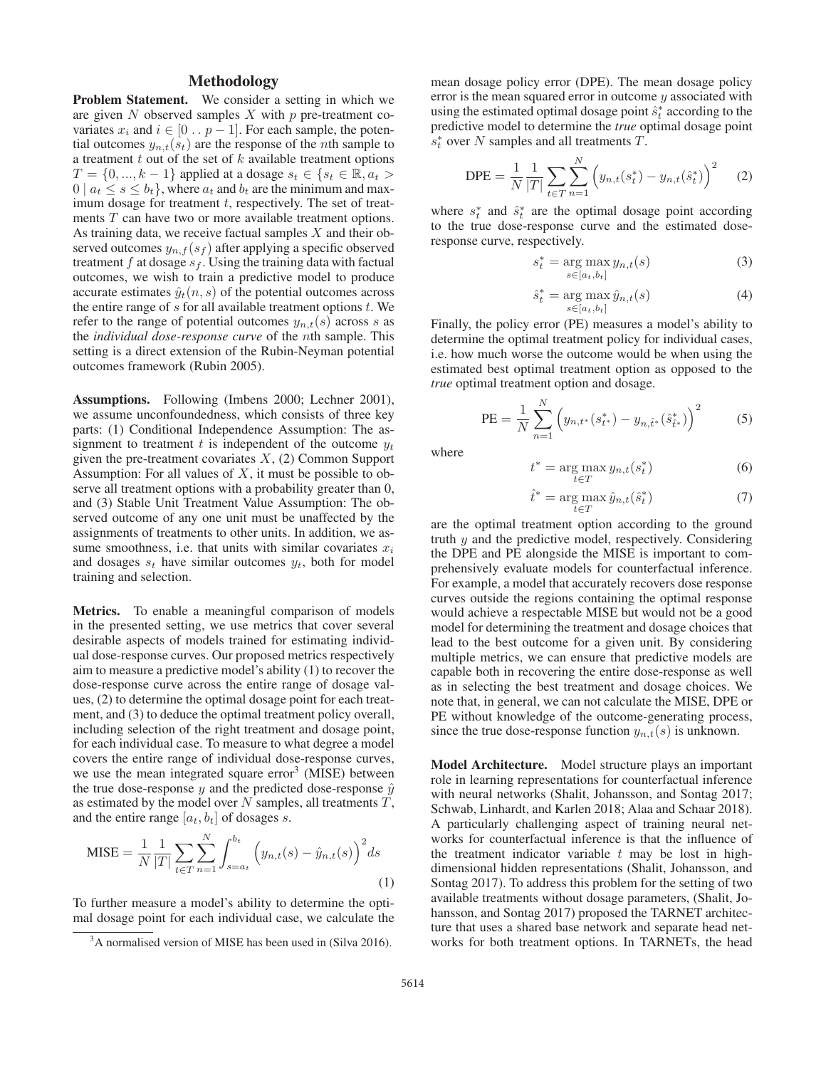## Methodology

**Problem Statement.** We consider a setting in which we are given $N$ observed samples $X$ with $p$ pre-treatment covariates $x_i$ and $i \in [0 \,..\, p-1]$. For each sample, the potential outcomes $y_{n,t}(s_t)$ are the response of the $n$th sample to a treatment $t$ out of the set of $k$ available treatment options $T = \{0, ..., k-1\}$ applied at a dosage $s_t \in \{s_t \in \mathbb{R}, a_t > 0 \mid a_t \leq s \leq b_t\}$, where $a_t$ and $b_t$ are the minimum and maximum dosage for treatment $t$, respectively. The set of treatments $T$ can have two or more available treatment options. As training data, we receive factual samples $X$ and their observed outcomes $y_{n,f}(s_f)$ after applying a specific observed treatment $f$ at dosage $s_f$. Using the training data with factual outcomes, we wish to train a predictive model to produce accurate estimates $\hat{y}_t(n, s)$ of the potential outcomes across the entire range of $s$ for all available treatment options $t$. We refer to the range of potential outcomes $y_{n,t}(s)$ across $s$ as the *individual dose-response curve* of the $n$th sample. This setting is a direct extension of the Rubin-Neyman potential outcomes framework (Rubin 2005).

**Assumptions.** Following (Imbens 2000; Lechner 2001), we assume unconfoundedness, which consists of three key parts: (1) Conditional Independence Assumption: The assignment to treatment $t$ is independent of the outcome $y_t$ given the pre-treatment covariates $X$, (2) Common Support Assumption: For all values of $X$, it must be possible to observe all treatment options with a probability greater than 0, and (3) Stable Unit Treatment Value Assumption: The observed outcome of any one unit must be unaffected by the assignments of treatments to other units. In addition, we assume smoothness, i.e. that units with similar covariates $x_i$ and dosages $s_t$ have similar outcomes $y_t$, both for model training and selection.

**Metrics.** To enable a meaningful comparison of models in the presented setting, we use metrics that cover several desirable aspects of models trained for estimating individual dose-response curves. Our proposed metrics respectively aim to measure a predictive model's ability (1) to recover the dose-response curve across the entire range of dosage values, (2) to determine the optimal dosage point for each treatment, and (3) to deduce the optimal treatment policy overall, including selection of the right treatment and dosage point, for each individual case. To measure to what degree a model covers the entire range of individual dose-response curves, we use the mean integrated square error[3] (MISE) between the true dose-response $y$ and the predicted dose-response $\hat{y}$ as estimated by the model over $N$ samples, all treatments $T$, and the entire range $[a_t, b_t]$ of dosages $s$.

$$\text{MISE} = \frac{1}{N}\frac{1}{|T|}\sum_{t \in T}\sum_{n=1}^{N}\int_{s=a_t}^{b_t}\Big(y_{n,t}(s) - \hat{y}_{n,t}(s)\Big)^2 ds \tag{1}$$

To further measure a model's ability to determine the optimal dosage point for each individual case, we calculate the mean dosage policy error (DPE). The mean dosage policy error is the mean squared error in outcome $y$ associated with using the estimated optimal dosage point $\hat{s}_t^*$ according to the predictive model to determine the *true* optimal dosage point $s_t^*$ over $N$ samples and all treatments $T$.

$$\text{DPE} = \frac{1}{N}\frac{1}{|T|}\sum_{t \in T}\sum_{n=1}^{N}\Big(y_{n,t}(s_t^*) - y_{n,t}(\hat{s}_t^*)\Big)^2 \tag{2}$$

where $s_t^*$ and $\hat{s}_t^*$ are the optimal dosage point according to the true dose-response curve and the estimated dose-response curve, respectively.

$$s_t^* = \underset{s \in [a_t, b_t]}{\arg\max}\, y_{n,t}(s) \tag{3}$$

$$\hat{s}_t^* = \underset{s \in [a_t, b_t]}{\arg\max}\, \hat{y}_{n,t}(s) \tag{4}$$

Finally, the policy error (PE) measures a model's ability to determine the optimal treatment policy for individual cases, i.e. how much worse the outcome would be when using the estimated best optimal treatment option as opposed to the *true* optimal treatment option and dosage.

$$\text{PE} = \frac{1}{N}\sum_{n=1}^{N}\Big(y_{n,t^*}(s_{t^*}^*) - y_{n,\hat{t}^*}(\hat{s}_{\hat{t}^*}^*)\Big)^2 \tag{5}$$

where

$$t^* = \underset{t \in T}{\arg\max}\, y_{n,t}(s_t^*) \tag{6}$$

$$\hat{t}^* = \underset{t \in T}{\arg\max}\, \hat{y}_{n,t}(\hat{s}_t^*) \tag{7}$$

are the optimal treatment option according to the ground truth $y$ and the predictive model, respectively. Considering the DPE and PE alongside the MISE is important to comprehensively evaluate models for counterfactual inference. For example, a model that accurately recovers dose response curves outside the regions containing the optimal response would achieve a respectable MISE but would not be a good model for determining the treatment and dosage choices that lead to the best outcome for a given unit. By considering multiple metrics, we can ensure that predictive models are capable both in recovering the entire dose-response as well as in selecting the best treatment and dosage choices. We note that, in general, we can not calculate the MISE, DPE or PE without knowledge of the outcome-generating process, since the true dose-response function $y_{n,t}(s)$ is unknown.

**Model Architecture.** Model structure plays an important role in learning representations for counterfactual inference with neural networks (Shalit, Johansson, and Sontag 2017; Schwab, Linhardt, and Karlen 2018; Alaa and Schaar 2018). A particularly challenging aspect of training neural networks for counterfactual inference is that the influence of the treatment indicator variable $t$ may be lost in high-dimensional hidden representations (Shalit, Johansson, and Sontag 2017). To address this problem for the setting of two available treatments without dosage parameters, (Shalit, Johansson, and Sontag 2017) proposed the TARNET architecture that uses a shared base network and separate head networks for both treatment options. In TARNETs, the head

[3] A normalised version of MISE has been used in (Silva 2016).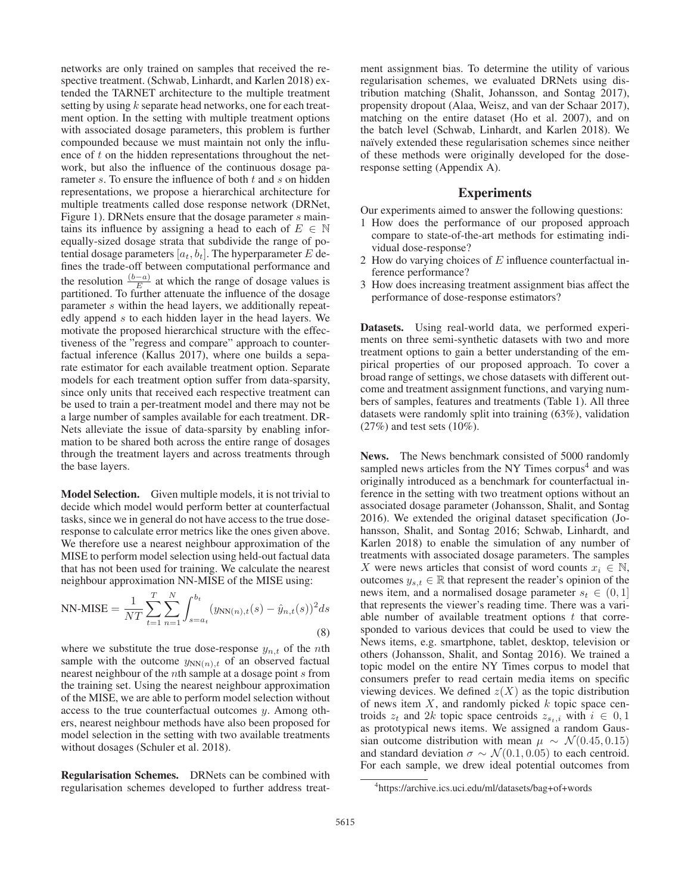networks are only trained on samples that received the respective treatment. (Schwab, Linhardt, and Karlen 2018) extended the TARNET architecture to the multiple treatment setting by using $k$ separate head networks, one for each treatment option. In the setting with multiple treatment options with associated dosage parameters, this problem is further compounded because we must maintain not only the influence of $t$ on the hidden representations throughout the network, but also the influence of the continuous dosage parameter $s$. To ensure the influence of both $t$ and $s$ on hidden representations, we propose a hierarchical architecture for multiple treatments called dose response network (DRNet, Figure 1). DRNets ensure that the dosage parameter $s$ maintains its influence by assigning a head to each of $E \in \mathbb{N}$ equally-sized dosage strata that subdivide the range of potential dosage parameters $[a_t, b_t]$. The hyperparameter $E$ defines the trade-off between computational performance and the resolution $\frac{(b-a)}{E}$ at which the range of dosage values is partitioned. To further attenuate the influence of the dosage parameter $s$ within the head layers, we additionally repeatedly append $s$ to each hidden layer in the head layers. We motivate the proposed hierarchical structure with the effectiveness of the "regress and compare" approach to counterfactual inference (Kallus 2017), where one builds a separate estimator for each available treatment option. Separate models for each treatment option suffer from data-sparsity, since only units that received each respective treatment can be used to train a per-treatment model and there may not be a large number of samples available for each treatment. DRNets alleviate the issue of data-sparsity by enabling information to be shared both across the entire range of dosages through the treatment layers and across treatments through the base layers.

**Model Selection.** Given multiple models, it is not trivial to decide which model would perform better at counterfactual tasks, since we in general do not have access to the true dose-response to calculate error metrics like the ones given above. We therefore use a nearest neighbour approximation of the MISE to perform model selection using held-out factual data that has not been used for training. We calculate the nearest neighbour approximation NN-MISE of the MISE using:

$$\text{NN-MISE} = \frac{1}{NT} \sum_{t=1}^{T} \sum_{n=1}^{N} \int_{s=a_t}^{b_t} (y_{\text{NN}(n),t}(s) - \hat{y}_{n,t}(s))^2 ds \tag{8}$$

where we substitute the true dose-response $y_{n,t}$ of the $n$th sample with the outcome $y_{\text{NN}(n),t}$ of an observed factual nearest neighbour of the $n$th sample at a dosage point $s$ from the training set. Using the nearest neighbour approximation of the MISE, we are able to perform model selection without access to the true counterfactual outcomes $y$. Among others, nearest neighbour methods have also been proposed for model selection in the setting with two available treatments without dosages (Schuler et al. 2018).

**Regularisation Schemes.** DRNets can be combined with regularisation schemes developed to further address treatment assignment bias. To determine the utility of various regularisation schemes, we evaluated DRNets using distribution matching (Shalit, Johansson, and Sontag 2017), propensity dropout (Alaa, Weisz, and van der Schaar 2017), matching on the entire dataset (Ho et al. 2007), and on the batch level (Schwab, Linhardt, and Karlen 2018). We naïvely extended these regularisation schemes since neither of these methods were originally developed for the dose-response setting (Appendix A).

## Experiments

Our experiments aimed to answer the following questions:

1. How does the performance of our proposed approach compare to state-of-the-art methods for estimating individual dose-response?
2. How do varying choices of $E$ influence counterfactual inference performance?
3. How does increasing treatment assignment bias affect the performance of dose-response estimators?

**Datasets.** Using real-world data, we performed experiments on three semi-synthetic datasets with two and more treatment options to gain a better understanding of the empirical properties of our proposed approach. To cover a broad range of settings, we chose datasets with different outcome and treatment assignment functions, and varying numbers of samples, features and treatments (Table 1). All three datasets were randomly split into training (63%), validation (27%) and test sets (10%).

**News.** The News benchmark consisted of 5000 randomly sampled news articles from the NY Times corpus[4] and was originally introduced as a benchmark for counterfactual inference in the setting with two treatment options without an associated dosage parameter (Johansson, Shalit, and Sontag 2016). We extended the original dataset specification (Johansson, Shalit, and Sontag 2016; Schwab, Linhardt, and Karlen 2018) to enable the simulation of any number of treatments with associated dosage parameters. The samples $X$ were news articles that consist of word counts $x_i \in \mathbb{N}$, outcomes $y_{s,t} \in \mathbb{R}$ that represent the reader's opinion of the news item, and a normalised dosage parameter $s_t \in (0, 1]$ that represents the viewer's reading time. There was a variable number of available treatment options $t$ that corresponded to various devices that could be used to view the News items, e.g. smartphone, tablet, desktop, television or others (Johansson, Shalit, and Sontag 2016). We trained a topic model on the entire NY Times corpus to model that consumers prefer to read certain media items on specific viewing devices. We defined $z(X)$ as the topic distribution of news item $X$, and randomly picked $k$ topic space centroids $z_t$ and $2k$ topic space centroids $z_{s_t,i}$ with $i \in 0, 1$ as prototypical news items. We assigned a random Gaussian outcome distribution with mean $\mu \sim \mathcal{N}(0.45, 0.15)$ and standard deviation $\sigma \sim \mathcal{N}(0.1, 0.05)$ to each centroid. For each sample, we drew ideal potential outcomes from

[4] https://archive.ics.uci.edu/ml/datasets/bag+of+words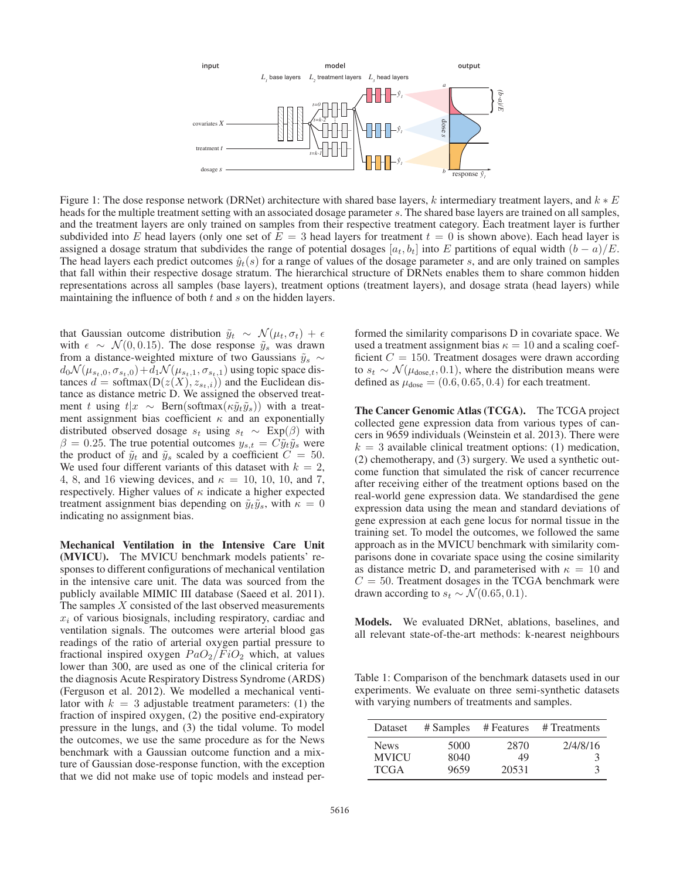Figure 1: The dose response network (DRNet) architecture with shared base layers, $k$ intermediary treatment layers, and $k * E$ heads for the multiple treatment setting with an associated dosage parameter $s$. The shared base layers are trained on all samples, and the treatment layers are only trained on samples from their respective treatment category. Each treatment layer is further subdivided into $E$ head layers (only one set of $E = 3$ head layers for treatment $t = 0$ is shown above). Each head layer is assigned a dosage stratum that subdivides the range of potential dosages $[a_t, b_t]$ into $E$ partitions of equal width $(b - a)/E$. The head layers each predict outcomes $\hat{y}_t(s)$ for a range of values of the dosage parameter $s$, and are only trained on samples that fall within their respective dosage stratum. The hierarchical structure of DRNets enables them to share common hidden representations across all samples (base layers), treatment options (treatment layers), and dosage strata (head layers) while maintaining the influence of both $t$ and $s$ on the hidden layers.

that Gaussian outcome distribution $\tilde{y}_t \sim \mathcal{N}(\mu_t, \sigma_t) + \epsilon$ with $\epsilon \sim \mathcal{N}(0, 0.15)$. The dose response $\tilde{y}_s$ was drawn from a distance-weighted mixture of two Gaussians $\tilde{y}_s \sim d_0\mathcal{N}(\mu_{s_t,0}, \sigma_{s_t,0}) + d_1\mathcal{N}(\mu_{s_t,1}, \sigma_{s_t,1})$ using topic space distances $d = \text{softmax}(\text{D}(z(X), z_{s_t,i}))$ and the Euclidean distance as distance metric D. We assigned the observed treatment $t$ using $t|x \sim \text{Bern}(\text{softmax}(\kappa\tilde{y}_t\tilde{y}_s))$ with a treatment assignment bias coefficient $\kappa$ and an exponentially distributed observed dosage $s_t$ using $s_t \sim \text{Exp}(\beta)$ with $\beta = 0.25$. The true potential outcomes $y_{s,t} = C\tilde{y}_t\tilde{y}_s$ were the product of $\tilde{y}_t$ and $\tilde{y}_s$ scaled by a coefficient $C = 50$. We used four different variants of this dataset with $k = 2$, 4, 8, and 16 viewing devices, and $\kappa = 10$, 10, 10, and 7, respectively. Higher values of $\kappa$ indicate a higher expected treatment assignment bias depending on $\tilde{y}_t\tilde{y}_s$, with $\kappa = 0$ indicating no assignment bias.

**Mechanical Ventilation in the Intensive Care Unit (MVICU).** The MVICU benchmark models patients' responses to different configurations of mechanical ventilation in the intensive care unit. The data was sourced from the publicly available MIMIC III database (Saeed et al. 2011). The samples $X$ consisted of the last observed measurements $x_i$ of various biosignals, including respiratory, cardiac and ventilation signals. The outcomes were arterial blood gas readings of the ratio of arterial oxygen partial pressure to fractional inspired oxygen $PaO_2/FiO_2$ which, at values lower than 300, are used as one of the clinical criteria for the diagnosis Acute Respiratory Distress Syndrome (ARDS) (Ferguson et al. 2012). We modelled a mechanical ventilator with $k = 3$ adjustable treatment parameters: (1) the fraction of inspired oxygen, (2) the positive end-expiratory pressure in the lungs, and (3) the tidal volume. To model the outcomes, we use the same procedure as for the News benchmark with a Gaussian outcome function and a mixture of Gaussian dose-response function, with the exception that we did not make use of topic models and instead performed the similarity comparisons D in covariate space. We used a treatment assignment bias $\kappa = 10$ and a scaling coefficient $C = 150$. Treatment dosages were drawn according to $s_t \sim \mathcal{N}(\mu_{\text{dose},t}, 0.1)$, where the distribution means were defined as $\mu_{\text{dose}} = (0.6, 0.65, 0.4)$ for each treatment.

**The Cancer Genomic Atlas (TCGA).** The TCGA project collected gene expression data from various types of cancers in 9659 individuals (Weinstein et al. 2013). There were $k = 3$ available clinical treatment options: (1) medication, (2) chemotherapy, and (3) surgery. We used a synthetic outcome function that simulated the risk of cancer recurrence after receiving either of the treatment options based on the real-world gene expression data. We standardised the gene expression data using the mean and standard deviations of gene expression at each gene locus for normal tissue in the training set. To model the outcomes, we followed the same approach as in the MVICU benchmark with similarity comparisons done in covariate space using the cosine similarity as distance metric D, and parameterised with $\kappa = 10$ and $C = 50$. Treatment dosages in the TCGA benchmark were drawn according to $s_t \sim \mathcal{N}(0.65, 0.1)$.

**Models.** We evaluated DRNet, ablations, baselines, and all relevant state-of-the-art methods: k-nearest neighbours

Table 1: Comparison of the benchmark datasets used in our experiments. We evaluate on three semi-synthetic datasets with varying numbers of treatments and samples.

| Dataset | # Samples | # Features | # Treatments |
|---|---|---|---|
| News | 5000 | 2870 | 2/4/8/16 |
| MVICU | 8040 | 49 | 3 |
| TCGA | 9659 | 20531 | 3 |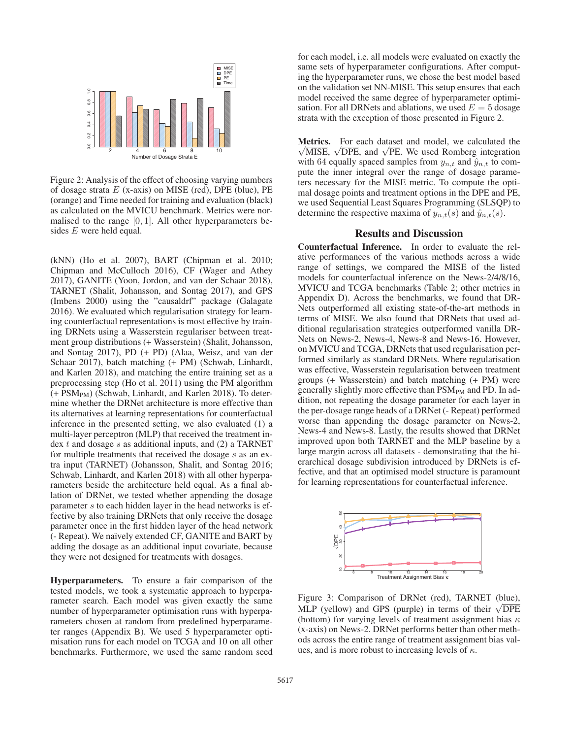Figure 2: Analysis of the effect of choosing varying numbers of dosage strata $E$ (x-axis) on MISE (red), DPE (blue), PE (orange) and Time needed for training and evaluation (black) as calculated on the MVICU benchmark. Metrics were normalised to the range $[0, 1]$. All other hyperparameters besides $E$ were held equal.

(kNN) (Ho et al. 2007), BART (Chipman et al. 2010; Chipman and McCulloch 2016), CF (Wager and Athey 2017), GANITE (Yoon, Jordon, and van der Schaar 2018), TARNET (Shalit, Johansson, and Sontag 2017), and GPS (Imbens 2000) using the "causaldrf" package (Galagate 2016). We evaluated which regularisation strategy for learning counterfactual representations is most effective by training DRNets using a Wasserstein regulariser between treatment group distributions (+ Wasserstein) (Shalit, Johansson, and Sontag 2017), PD (+ PD) (Alaa, Weisz, and van der Schaar 2017), batch matching (+ PM) (Schwab, Linhardt, and Karlen 2018), and matching the entire training set as a preprocessing step (Ho et al. 2011) using the PM algorithm (+ $\text{PSM}_{\text{PM}}$) (Schwab, Linhardt, and Karlen 2018). To determine whether the DRNet architecture is more effective than its alternatives at learning representations for counterfactual inference in the presented setting, we also evaluated (1) a multi-layer perceptron (MLP) that received the treatment index $t$ and dosage $s$ as additional inputs, and (2) a TARNET for multiple treatments that received the dosage $s$ as an extra input (TARNET) (Johansson, Shalit, and Sontag 2016; Schwab, Linhardt, and Karlen 2018) with all other hyperparameters beside the architecture held equal. As a final ablation of DRNet, we tested whether appending the dosage parameter $s$ to each hidden layer in the head networks is effective by also training DRNets that only receive the dosage parameter once in the first hidden layer of the head network (- Repeat). We naïvely extended CF, GANITE and BART by adding the dosage as an additional input covariate, because they were not designed for treatments with dosages.

**Hyperparameters.** To ensure a fair comparison of the tested models, we took a systematic approach to hyperparameter search. Each model was given exactly the same number of hyperparameter optimisation runs with hyperparameters chosen at random from predefined hyperparameter ranges (Appendix B). We used 5 hyperparameter optimisation runs for each model on TCGA and 10 on all other benchmarks. Furthermore, we used the same random seed for each model, i.e. all models were evaluated on exactly the same sets of hyperparameter configurations. After computing the hyperparameter runs, we chose the best model based on the validation set NN-MISE. This setup ensures that each model received the same degree of hyperparameter optimisation. For all DRNets and ablations, we used $E = 5$ dosage strata with the exception of those presented in Figure 2.

**Metrics.** For each dataset and model, we calculated the $\sqrt{\text{MISE}}$, $\sqrt{\text{DPE}}$, and $\sqrt{\text{PE}}$. We used Romberg integration with 64 equally spaced samples from $y_{n,t}$ and $\hat{y}_{n,t}$ to compute the inner integral over the range of dosage parameters necessary for the MISE metric. To compute the optimal dosage points and treatment options in the DPE and PE, we used Sequential Least Squares Programming (SLSQP) to determine the respective maxima of $y_{n,t}(s)$ and $\hat{y}_{n,t}(s)$.

## Results and Discussion

**Counterfactual Inference.** In order to evaluate the relative performances of the various methods across a wide range of settings, we compared the MISE of the listed models for counterfactual inference on the News-2/4/8/16, MVICU and TCGA benchmarks (Table 2; other metrics in Appendix D). Across the benchmarks, we found that DRNets outperformed all existing state-of-the-art methods in terms of MISE. We also found that DRNets that used additional regularisation strategies outperformed vanilla DRNets on News-2, News-4, News-8 and News-16. However, on MVICU and TCGA, DRNets that used regularisation performed similarly as standard DRNets. Where regularisation was effective, Wasserstein regularisation between treatment groups (+ Wasserstein) and batch matching (+ PM) were generally slightly more effective than $\text{PSM}_{\text{PM}}$ and PD. In addition, not repeating the dosage parameter for each layer in the per-dosage range heads of a DRNet (- Repeat) performed worse than appending the dosage parameter on News-2, News-4 and News-8. Lastly, the results showed that DRNet improved upon both TARNET and the MLP baseline by a large margin across all datasets - demonstrating that the hierarchical dosage subdivision introduced by DRNets is effective, and that an optimised model structure is paramount for learning representations for counterfactual inference.

Figure 3: Comparison of DRNet (red), TARNET (blue), MLP (yellow) and GPS (purple) in terms of their $\sqrt{\text{DPE}}$ (bottom) for varying levels of treatment assignment bias $\kappa$ (x-axis) on News-2. DRNet performs better than other methods across the entire range of treatment assignment bias values, and is more robust to increasing levels of $\kappa$.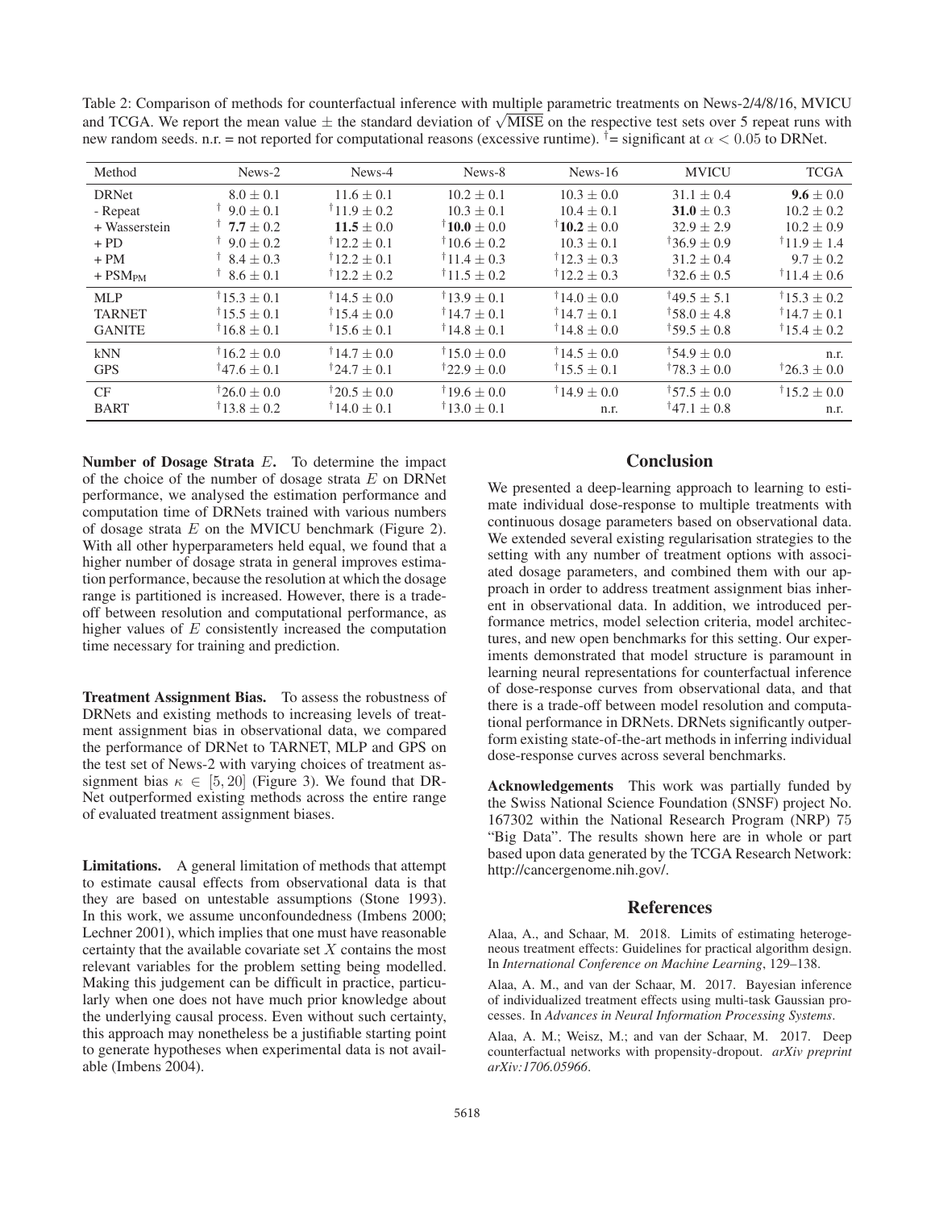Table 2: Comparison of methods for counterfactual inference with multiple parametric treatments on News-2/4/8/16, MVICU and TCGA. We report the mean value ± the standard deviation of $\sqrt{\text{MISE}}$ on the respective test sets over 5 repeat runs with new random seeds. n.r. = not reported for computational reasons (excessive runtime). $^{\dagger}$= significant at $\alpha < 0.05$ to DRNet.

| Method | News-2 | News-4 | News-8 | News-16 | MVICU | TCGA |
|---|---|---|---|---|---|---|
| DRNet | $8.0 \pm 0.1$ | $11.6 \pm 0.1$ | $10.2 \pm 0.1$ | $10.3 \pm 0.0$ | $31.1 \pm 0.4$ | $\mathbf{9.6} \pm 0.0$ |
| - Repeat | $^{\dagger}$ $9.0 \pm 0.1$ | $^{\dagger}11.9 \pm 0.2$ | $10.3 \pm 0.1$ | $10.4 \pm 0.1$ | $\mathbf{31.0} \pm 0.3$ | $10.2 \pm 0.2$ |
| + Wasserstein | $^{\dagger}$ $\mathbf{7.7} \pm 0.2$ | $\mathbf{11.5} \pm 0.0$ | $^{\dagger}\mathbf{10.0} \pm 0.0$ | $^{\dagger}\mathbf{10.2} \pm 0.0$ | $32.9 \pm 2.9$ | $10.2 \pm 0.9$ |
| + PD | $^{\dagger}$ $9.0 \pm 0.2$ | $^{\dagger}12.2 \pm 0.1$ | $^{\dagger}10.6 \pm 0.2$ | $10.3 \pm 0.1$ | $^{\dagger}36.9 \pm 0.9$ | $^{\dagger}11.9 \pm 1.4$ |
| + PM | $^{\dagger}$ $8.4 \pm 0.3$ | $^{\dagger}12.2 \pm 0.1$ | $^{\dagger}11.4 \pm 0.3$ | $^{\dagger}12.3 \pm 0.3$ | $31.2 \pm 0.4$ | $9.7 \pm 0.2$ |
| + PSM$_{\text{PM}}$ | $^{\dagger}$ $8.6 \pm 0.1$ | $^{\dagger}12.2 \pm 0.2$ | $^{\dagger}11.5 \pm 0.2$ | $^{\dagger}12.2 \pm 0.3$ | $^{\dagger}32.6 \pm 0.5$ | $^{\dagger}11.4 \pm 0.6$ |
| MLP | $^{\dagger}15.3 \pm 0.1$ | $^{\dagger}14.5 \pm 0.0$ | $^{\dagger}13.9 \pm 0.1$ | $^{\dagger}14.0 \pm 0.0$ | $^{\dagger}49.5 \pm 5.1$ | $^{\dagger}15.3 \pm 0.2$ |
| TARNET | $^{\dagger}15.5 \pm 0.1$ | $^{\dagger}15.4 \pm 0.0$ | $^{\dagger}14.7 \pm 0.1$ | $^{\dagger}14.7 \pm 0.1$ | $^{\dagger}58.0 \pm 4.8$ | $^{\dagger}14.7 \pm 0.1$ |
| GANITE | $^{\dagger}16.8 \pm 0.1$ | $^{\dagger}15.6 \pm 0.1$ | $^{\dagger}14.8 \pm 0.1$ | $^{\dagger}14.8 \pm 0.0$ | $^{\dagger}59.5 \pm 0.8$ | $^{\dagger}15.4 \pm 0.2$ |
| kNN | $^{\dagger}16.2 \pm 0.0$ | $^{\dagger}14.7 \pm 0.0$ | $^{\dagger}15.0 \pm 0.0$ | $^{\dagger}14.5 \pm 0.0$ | $^{\dagger}54.9 \pm 0.0$ | n.r. |
| GPS | $^{\dagger}47.6 \pm 0.1$ | $^{\dagger}24.7 \pm 0.1$ | $^{\dagger}22.9 \pm 0.0$ | $^{\dagger}15.5 \pm 0.1$ | $^{\dagger}78.3 \pm 0.0$ | $^{\dagger}26.3 \pm 0.0$ |
| CF | $^{\dagger}26.0 \pm 0.0$ | $^{\dagger}20.5 \pm 0.0$ | $^{\dagger}19.6 \pm 0.0$ | $^{\dagger}14.9 \pm 0.0$ | $^{\dagger}57.5 \pm 0.0$ | $^{\dagger}15.2 \pm 0.0$ |
| BART | $^{\dagger}13.8 \pm 0.2$ | $^{\dagger}14.0 \pm 0.1$ | $^{\dagger}13.0 \pm 0.1$ | n.r. | $^{\dagger}47.1 \pm 0.8$ | n.r. |

**Number of Dosage Strata $E$.** To determine the impact of the choice of the number of dosage strata $E$ on DRNet performance, we analysed the estimation performance and computation time of DRNets trained with various numbers of dosage strata $E$ on the MVICU benchmark (Figure 2). With all other hyperparameters held equal, we found that a higher number of dosage strata in general improves estimation performance, because the resolution at which the dosage range is partitioned is increased. However, there is a trade-off between resolution and computational performance, as higher values of $E$ consistently increased the computation time necessary for training and prediction.

**Treatment Assignment Bias.** To assess the robustness of DRNets and existing methods to increasing levels of treatment assignment bias in observational data, we compared the performance of DRNet to TARNET, MLP and GPS on the test set of News-2 with varying choices of treatment assignment bias $\kappa \in [5, 20]$ (Figure 3). We found that DRNet outperformed existing methods across the entire range of evaluated treatment assignment biases.

**Limitations.** A general limitation of methods that attempt to estimate causal effects from observational data is that they are based on untestable assumptions (Stone 1993). In this work, we assume unconfoundedness (Imbens 2000; Lechner 2001), which implies that one must have reasonable certainty that the available covariate set $X$ contains the most relevant variables for the problem setting being modelled. Making this judgement can be difficult in practice, particularly when one does not have much prior knowledge about the underlying causal process. Even without such certainty, this approach may nonetheless be a justifiable starting point to generate hypotheses when experimental data is not available (Imbens 2004).

## Conclusion

We presented a deep-learning approach to learning to estimate individual dose-response to multiple treatments with continuous dosage parameters based on observational data. We extended several existing regularisation strategies to the setting with any number of treatment options with associated dosage parameters, and combined them with our approach in order to address treatment assignment bias inherent in observational data. In addition, we introduced performance metrics, model selection criteria, model architectures, and new open benchmarks for this setting. Our experiments demonstrated that model structure is paramount in learning neural representations for counterfactual inference of dose-response curves from observational data, and that there is a trade-off between model resolution and computational performance in DRNets. DRNets significantly outperform existing state-of-the-art methods in inferring individual dose-response curves across several benchmarks.

**Acknowledgements** This work was partially funded by the Swiss National Science Foundation (SNSF) project No. 167302 within the National Research Program (NRP) 75 "Big Data". The results shown here are in whole or part based upon data generated by the TCGA Research Network: http://cancergenome.nih.gov/.

## References

Alaa, A., and Schaar, M. 2018. Limits of estimating heterogeneous treatment effects: Guidelines for practical algorithm design. In *International Conference on Machine Learning*, 129–138.

Alaa, A. M., and van der Schaar, M. 2017. Bayesian inference of individualized treatment effects using multi-task Gaussian processes. In *Advances in Neural Information Processing Systems*.

Alaa, A. M.; Weisz, M.; and van der Schaar, M. 2017. Deep counterfactual networks with propensity-dropout. *arXiv preprint arXiv:1706.05966*.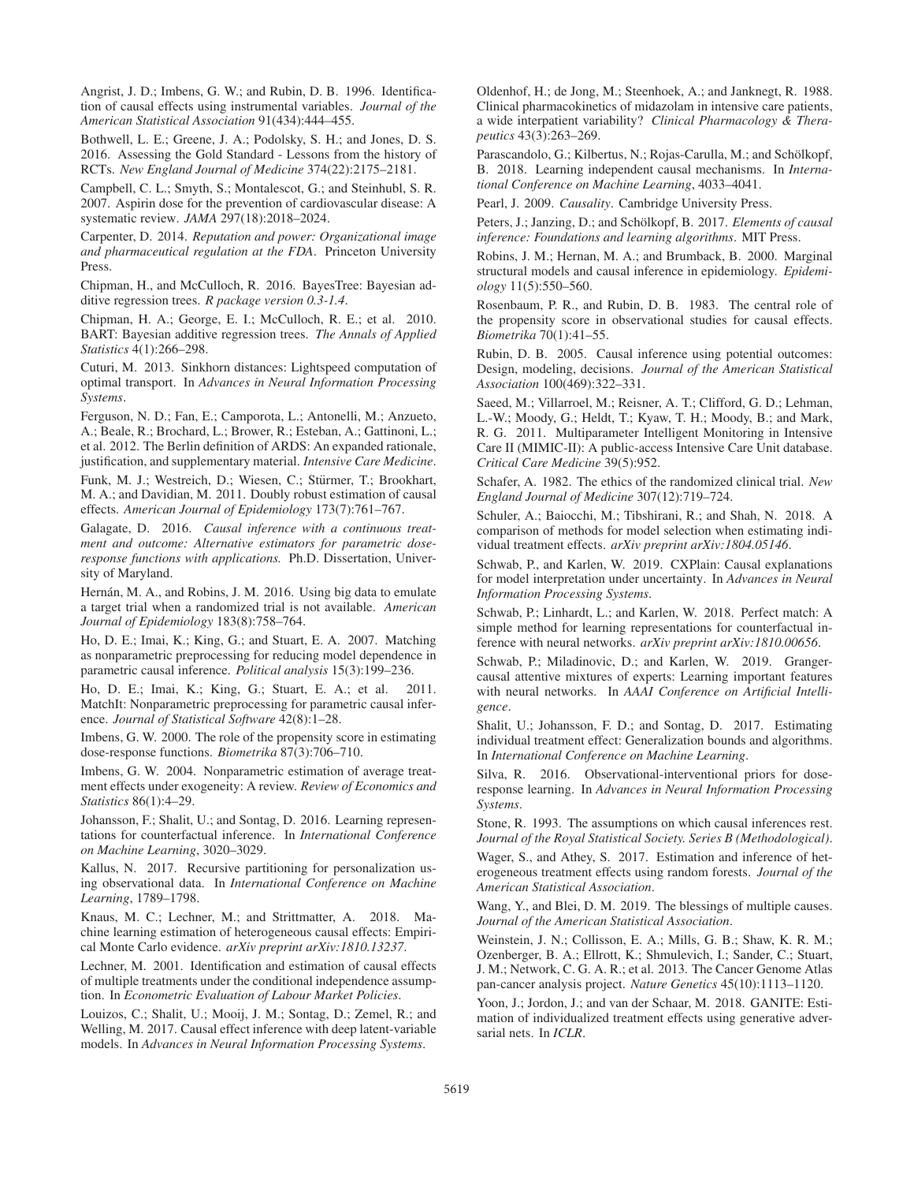Angrist, J. D.; Imbens, G. W.; and Rubin, D. B. 1996. Identification of causal effects using instrumental variables. *Journal of the American Statistical Association* 91(434):444–455.

Bothwell, L. E.; Greene, J. A.; Podolsky, S. H.; and Jones, D. S. 2016. Assessing the Gold Standard - Lessons from the history of RCTs. *New England Journal of Medicine* 374(22):2175–2181.

Campbell, C. L.; Smyth, S.; Montalescot, G.; and Steinhubl, S. R. 2007. Aspirin dose for the prevention of cardiovascular disease: A systematic review. *JAMA* 297(18):2018–2024.

Carpenter, D. 2014. *Reputation and power: Organizational image and pharmaceutical regulation at the FDA*. Princeton University Press.

Chipman, H., and McCulloch, R. 2016. BayesTree: Bayesian additive regression trees. *R package version 0.3-1.4*.

Chipman, H. A.; George, E. I.; McCulloch, R. E.; et al. 2010. BART: Bayesian additive regression trees. *The Annals of Applied Statistics* 4(1):266–298.

Cuturi, M. 2013. Sinkhorn distances: Lightspeed computation of optimal transport. In *Advances in Neural Information Processing Systems*.

Ferguson, N. D.; Fan, E.; Camporota, L.; Antonelli, M.; Anzueto, A.; Beale, R.; Brochard, L.; Brower, R.; Esteban, A.; Gattinoni, L.; et al. 2012. The Berlin definition of ARDS: An expanded rationale, justification, and supplementary material. *Intensive Care Medicine*.

Funk, M. J.; Westreich, D.; Wiesen, C.; Stürmer, T.; Brookhart, M. A.; and Davidian, M. 2011. Doubly robust estimation of causal effects. *American Journal of Epidemiology* 173(7):761–767.

Galagate, D. 2016. *Causal inference with a continuous treatment and outcome: Alternative estimators for parametric dose-response functions with applications.* Ph.D. Dissertation, University of Maryland.

Hernán, M. A., and Robins, J. M. 2016. Using big data to emulate a target trial when a randomized trial is not available. *American Journal of Epidemiology* 183(8):758–764.

Ho, D. E.; Imai, K.; King, G.; and Stuart, E. A. 2007. Matching as nonparametric preprocessing for reducing model dependence in parametric causal inference. *Political analysis* 15(3):199–236.

Ho, D. E.; Imai, K.; King, G.; Stuart, E. A.; et al. 2011. MatchIt: Nonparametric preprocessing for parametric causal inference. *Journal of Statistical Software* 42(8):1–28.

Imbens, G. W. 2000. The role of the propensity score in estimating dose-response functions. *Biometrika* 87(3):706–710.

Imbens, G. W. 2004. Nonparametric estimation of average treatment effects under exogeneity: A review. *Review of Economics and Statistics* 86(1):4–29.

Johansson, F.; Shalit, U.; and Sontag, D. 2016. Learning representations for counterfactual inference. In *International Conference on Machine Learning*, 3020–3029.

Kallus, N. 2017. Recursive partitioning for personalization using observational data. In *International Conference on Machine Learning*, 1789–1798.

Knaus, M. C.; Lechner, M.; and Strittmatter, A. 2018. Machine learning estimation of heterogeneous causal effects: Empirical Monte Carlo evidence. *arXiv preprint arXiv:1810.13237*.

Lechner, M. 2001. Identification and estimation of causal effects of multiple treatments under the conditional independence assumption. In *Econometric Evaluation of Labour Market Policies*.

Louizos, C.; Shalit, U.; Mooij, J. M.; Sontag, D.; Zemel, R.; and Welling, M. 2017. Causal effect inference with deep latent-variable models. In *Advances in Neural Information Processing Systems*.

Oldenhof, H.; de Jong, M.; Steenhoek, A.; and Janknegt, R. 1988. Clinical pharmacokinetics of midazolam in intensive care patients, a wide interpatient variability? *Clinical Pharmacology & Therapeutics* 43(3):263–269.

Parascandolo, G.; Kilbertus, N.; Rojas-Carulla, M.; and Schölkopf, B. 2018. Learning independent causal mechanisms. In *International Conference on Machine Learning*, 4033–4041.

Pearl, J. 2009. *Causality*. Cambridge University Press.

Peters, J.; Janzing, D.; and Schölkopf, B. 2017. *Elements of causal inference: Foundations and learning algorithms*. MIT Press.

Robins, J. M.; Hernan, M. A.; and Brumback, B. 2000. Marginal structural models and causal inference in epidemiology. *Epidemiology* 11(5):550–560.

Rosenbaum, P. R., and Rubin, D. B. 1983. The central role of the propensity score in observational studies for causal effects. *Biometrika* 70(1):41–55.

Rubin, D. B. 2005. Causal inference using potential outcomes: Design, modeling, decisions. *Journal of the American Statistical Association* 100(469):322–331.

Saeed, M.; Villarroel, M.; Reisner, A. T.; Clifford, G. D.; Lehman, L.-W.; Moody, G.; Heldt, T.; Kyaw, T. H.; Moody, B.; and Mark, R. G. 2011. Multiparameter Intelligent Monitoring in Intensive Care II (MIMIC-II): A public-access Intensive Care Unit database. *Critical Care Medicine* 39(5):952.

Schafer, A. 1982. The ethics of the randomized clinical trial. *New England Journal of Medicine* 307(12):719–724.

Schuler, A.; Baiocchi, M.; Tibshirani, R.; and Shah, N. 2018. A comparison of methods for model selection when estimating individual treatment effects. *arXiv preprint arXiv:1804.05146*.

Schwab, P., and Karlen, W. 2019. CXPlain: Causal explanations for model interpretation under uncertainty. In *Advances in Neural Information Processing Systems*.

Schwab, P.; Linhardt, L.; and Karlen, W. 2018. Perfect match: A simple method for learning representations for counterfactual inference with neural networks. *arXiv preprint arXiv:1810.00656*.

Schwab, P.; Miladinovic, D.; and Karlen, W. 2019. Granger-causal attentive mixtures of experts: Learning important features with neural networks. In *AAAI Conference on Artificial Intelligence*.

Shalit, U.; Johansson, F. D.; and Sontag, D. 2017. Estimating individual treatment effect: Generalization bounds and algorithms. In *International Conference on Machine Learning*.

Silva, R. 2016. Observational-interventional priors for dose-response learning. In *Advances in Neural Information Processing Systems*.

Stone, R. 1993. The assumptions on which causal inferences rest. *Journal of the Royal Statistical Society. Series B (Methodological)*.

Wager, S., and Athey, S. 2017. Estimation and inference of heterogeneous treatment effects using random forests. *Journal of the American Statistical Association*.

Wang, Y., and Blei, D. M. 2019. The blessings of multiple causes. *Journal of the American Statistical Association*.

Weinstein, J. N.; Collisson, E. A.; Mills, G. B.; Shaw, K. R. M.; Ozenberger, B. A.; Ellrott, K.; Shmulevich, I.; Sander, C.; Stuart, J. M.; Network, C. G. A. R.; et al. 2013. The Cancer Genome Atlas pan-cancer analysis project. *Nature Genetics* 45(10):1113–1120.

Yoon, J.; Jordon, J.; and van der Schaar, M. 2018. GANITE: Estimation of individualized treatment effects using generative adversarial nets. In *ICLR*.